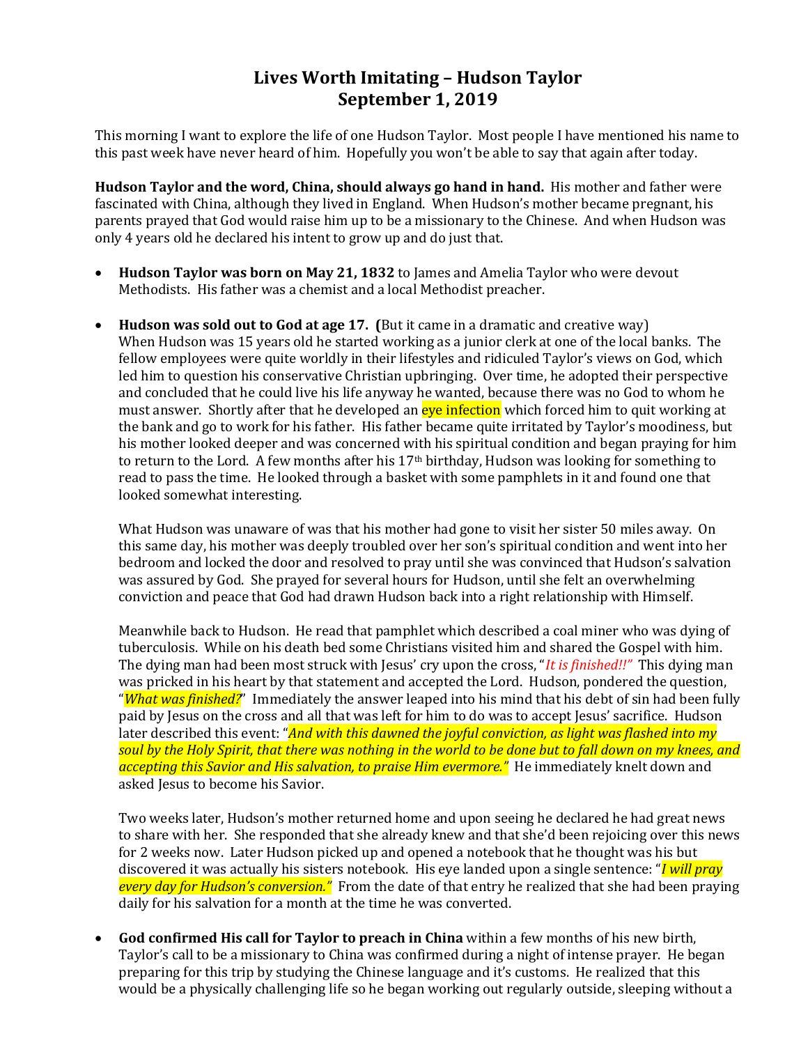# Lives Worth Imitating – Hudson Taylor
# September 1, 2019

This morning I want to explore the life of one Hudson Taylor. Most people I have mentioned his name to this past week have never heard of him. Hopefully you won't be able to say that again after today.

**Hudson Taylor and the word, China, should always go hand in hand.** His mother and father were fascinated with China, although they lived in England. When Hudson's mother became pregnant, his parents prayed that God would raise him up to be a missionary to the Chinese. And when Hudson was only 4 years old he declared his intent to grow up and do just that.

- **Hudson Taylor was born on May 21, 1832** to James and Amelia Taylor who were devout Methodists. His father was a chemist and a local Methodist preacher.

- **Hudson was sold out to God at age 17. (**But it came in a dramatic and creative way) When Hudson was 15 years old he started working as a junior clerk at one of the local banks. The fellow employees were quite worldly in their lifestyles and ridiculed Taylor's views on God, which led him to question his conservative Christian upbringing. Over time, he adopted their perspective and concluded that he could live his life anyway he wanted, because there was no God to whom he must answer. Shortly after that he developed an eye infection which forced him to quit working at the bank and go to work for his father. His father became quite irritated by Taylor's moodiness, but his mother looked deeper and was concerned with his spiritual condition and began praying for him to return to the Lord. A few months after his 17th birthday, Hudson was looking for something to read to pass the time. He looked through a basket with some pamphlets in it and found one that looked somewhat interesting.

  What Hudson was unaware of was that his mother had gone to visit her sister 50 miles away. On this same day, his mother was deeply troubled over her son's spiritual condition and went into her bedroom and locked the door and resolved to pray until she was convinced that Hudson's salvation was assured by God. She prayed for several hours for Hudson, until she felt an overwhelming conviction and peace that God had drawn Hudson back into a right relationship with Himself.

  Meanwhile back to Hudson. He read that pamphlet which described a coal miner who was dying of tuberculosis. While on his death bed some Christians visited him and shared the Gospel with him. The dying man had been most struck with Jesus' cry upon the cross, "*It is finished!!*" This dying man was pricked in his heart by that statement and accepted the Lord. Hudson, pondered the question, "*What was finished?*" Immediately the answer leaped into his mind that his debt of sin had been fully paid by Jesus on the cross and all that was left for him to do was to accept Jesus' sacrifice. Hudson later described this event: "*And with this dawned the joyful conviction, as light was flashed into my soul by the Holy Spirit, that there was nothing in the world to be done but to fall down on my knees, and accepting this Savior and His salvation, to praise Him evermore.*" He immediately knelt down and asked Jesus to become his Savior.

  Two weeks later, Hudson's mother returned home and upon seeing he declared he had great news to share with her. She responded that she already knew and that she'd been rejoicing over this news for 2 weeks now. Later Hudson picked up and opened a notebook that he thought was his but discovered it was actually his sisters notebook. His eye landed upon a single sentence: "*I will pray every day for Hudson's conversion.*" From the date of that entry he realized that she had been praying daily for his salvation for a month at the time he was converted.

- **God confirmed His call for Taylor to preach in China** within a few months of his new birth, Taylor's call to be a missionary to China was confirmed during a night of intense prayer. He began preparing for this trip by studying the Chinese language and it's customs. He realized that this would be a physically challenging life so he began working out regularly outside, sleeping without a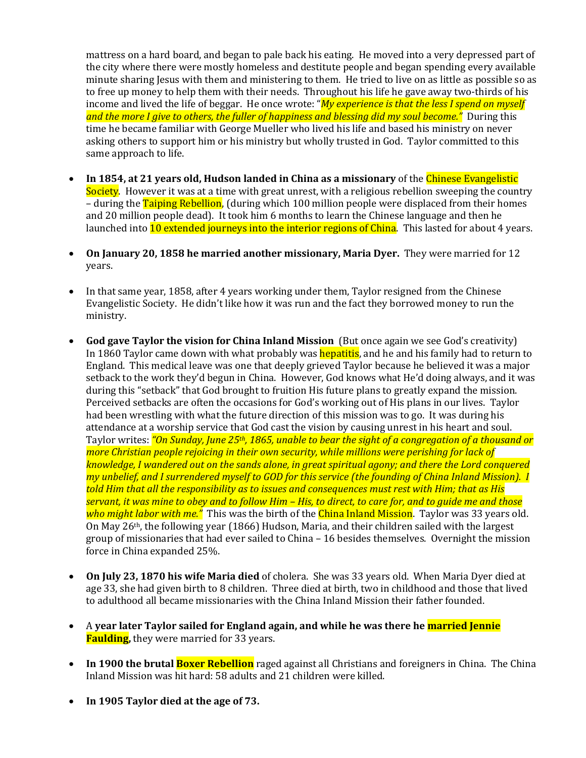mattress on a hard board, and began to pale back his eating. He moved into a very depressed part of the city where there were mostly homeless and destitute people and began spending every available minute sharing Jesus with them and ministering to them. He tried to live on as little as possible so as to free up money to help them with their needs. Throughout his life he gave away two-thirds of his income and lived the life of beggar. He once wrote: "*My experience is that the less I spend on myself and the more I give to others, the fuller of happiness and blessing did my soul become.*" During this time he became familiar with George Mueller who lived his life and based his ministry on never asking others to support him or his ministry but wholly trusted in God. Taylor committed to this same approach to life.

- **In 1854, at 21 years old, Hudson landed in China as a missionary** of the Chinese Evangelistic Society. However it was at a time with great unrest, with a religious rebellion sweeping the country – during the Taiping Rebellion, (during which 100 million people were displaced from their homes and 20 million people dead). It took him 6 months to learn the Chinese language and then he launched into 10 extended journeys into the interior regions of China. This lasted for about 4 years.

- **On January 20, 1858 he married another missionary, Maria Dyer.** They were married for 12 years.

- In that same year, 1858, after 4 years working under them, Taylor resigned from the Chinese Evangelistic Society. He didn't like how it was run and the fact they borrowed money to run the ministry.

- **God gave Taylor the vision for China Inland Mission** (But once again we see God's creativity) In 1860 Taylor came down with what probably was hepatitis, and he and his family had to return to England. This medical leave was one that deeply grieved Taylor because he believed it was a major setback to the work they'd begun in China. However, God knows what He'd doing always, and it was during this "setback" that God brought to fruition His future plans to greatly expand the mission. Perceived setbacks are often the occasions for God's working out of His plans in our lives. Taylor had been wrestling with what the future direction of this mission was to go. It was during his attendance at a worship service that God cast the vision by causing unrest in his heart and soul. Taylor writes: *"On Sunday, June 25th, 1865, unable to bear the sight of a congregation of a thousand or more Christian people rejoicing in their own security, while millions were perishing for lack of knowledge, I wandered out on the sands alone, in great spiritual agony; and there the Lord conquered my unbelief, and I surrendered myself to GOD for this service (the founding of China Inland Mission). I told Him that all the responsibility as to issues and consequences must rest with Him; that as His servant, it was mine to obey and to follow Him – His, to direct, to care for, and to guide me and those who might labor with me."* This was the birth of the China Inland Mission. Taylor was 33 years old. On May 26th, the following year (1866) Hudson, Maria, and their children sailed with the largest group of missionaries that had ever sailed to China – 16 besides themselves. Overnight the mission force in China expanded 25%.

- **On July 23, 1870 his wife Maria died** of cholera. She was 33 years old. When Maria Dyer died at age 33, she had given birth to 8 children. Three died at birth, two in childhood and those that lived to adulthood all became missionaries with the China Inland Mission their father founded.

- A **year later Taylor sailed for England again, and while he was there he married Jennie Faulding,** they were married for 33 years.

- **In 1900 the brutal Boxer Rebellion** raged against all Christians and foreigners in China. The China Inland Mission was hit hard: 58 adults and 21 children were killed.

- **In 1905 Taylor died at the age of 73.**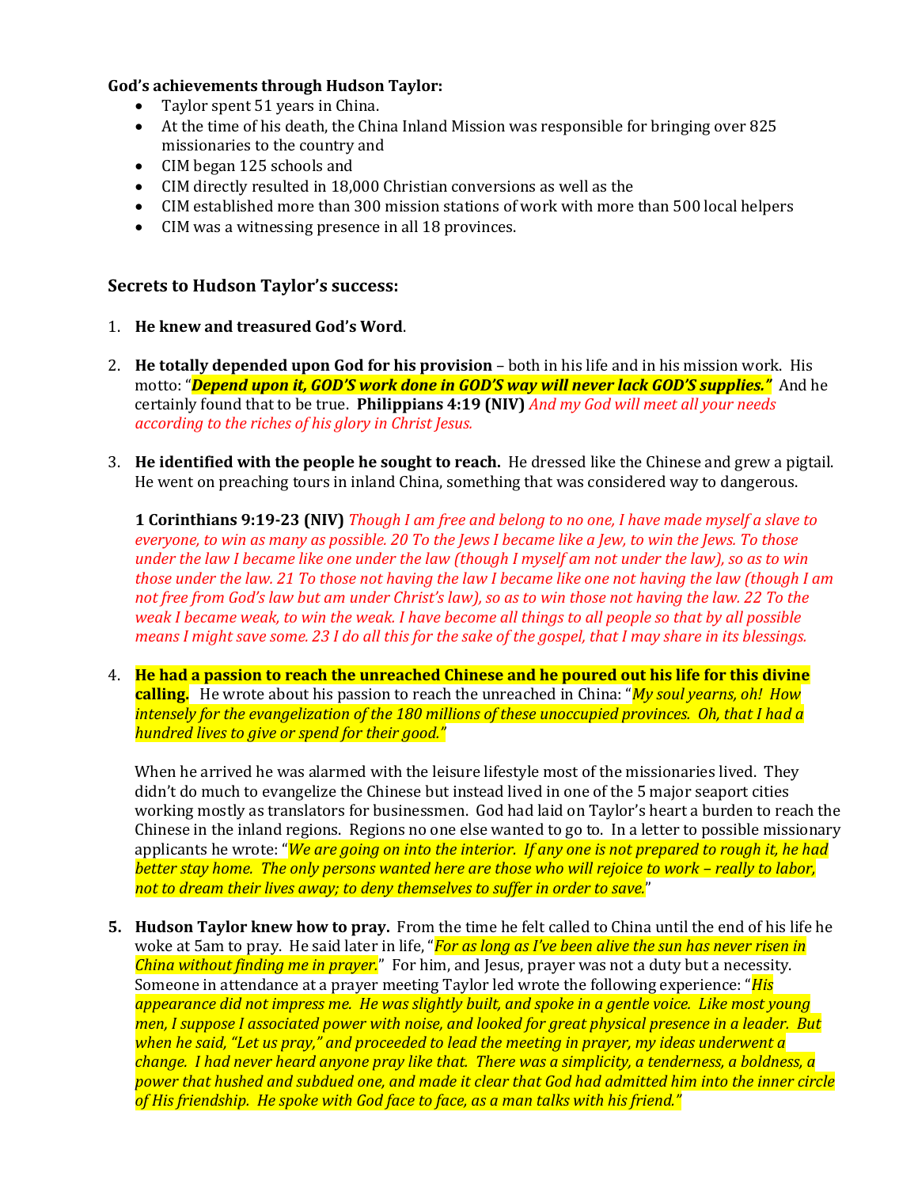**God's achievements through Hudson Taylor:**

- Taylor spent 51 years in China.
- At the time of his death, the China Inland Mission was responsible for bringing over 825 missionaries to the country and
- CIM began 125 schools and
- CIM directly resulted in 18,000 Christian conversions as well as the
- CIM established more than 300 mission stations of work with more than 500 local helpers
- CIM was a witnessing presence in all 18 provinces.

## Secrets to Hudson Taylor's success:

1. **He knew and treasured God's Word**.

2. **He totally depended upon God for his provision** – both in his life and in his mission work. His motto: "***Depend upon it, GOD'S work done in GOD'S way will never lack GOD'S supplies."*** And he certainly found that to be true. **Philippians 4:19 (NIV)** *And my God will meet all your needs according to the riches of his glory in Christ Jesus.*

3. **He identified with the people he sought to reach.** He dressed like the Chinese and grew a pigtail. He went on preaching tours in inland China, something that was considered way to dangerous.

   **1 Corinthians 9:19-23 (NIV)** *Though I am free and belong to no one, I have made myself a slave to everyone, to win as many as possible. 20 To the Jews I became like a Jew, to win the Jews. To those under the law I became like one under the law (though I myself am not under the law), so as to win those under the law. 21 To those not having the law I became like one not having the law (though I am not free from God's law but am under Christ's law), so as to win those not having the law. 22 To the weak I became weak, to win the weak. I have become all things to all people so that by all possible means I might save some. 23 I do all this for the sake of the gospel, that I may share in its blessings.*

4. **He had a passion to reach the unreached Chinese and he poured out his life for this divine calling.** He wrote about his passion to reach the unreached in China: "*My soul yearns, oh! How intensely for the evangelization of the 180 millions of these unoccupied provinces. Oh, that I had a hundred lives to give or spend for their good."*

   When he arrived he was alarmed with the leisure lifestyle most of the missionaries lived. They didn't do much to evangelize the Chinese but instead lived in one of the 5 major seaport cities working mostly as translators for businessmen. God had laid on Taylor's heart a burden to reach the Chinese in the inland regions. Regions no one else wanted to go to. In a letter to possible missionary applicants he wrote: "*We are going on into the interior. If any one is not prepared to rough it, he had better stay home. The only persons wanted here are those who will rejoice to work – really to labor, not to dream their lives away; to deny themselves to suffer in order to save.*"

5. **Hudson Taylor knew how to pray.** From the time he felt called to China until the end of his life he woke at 5am to pray. He said later in life, "*For as long as I've been alive the sun has never risen in China without finding me in prayer.*" For him, and Jesus, prayer was not a duty but a necessity. Someone in attendance at a prayer meeting Taylor led wrote the following experience: "*His appearance did not impress me. He was slightly built, and spoke in a gentle voice. Like most young men, I suppose I associated power with noise, and looked for great physical presence in a leader. But when he said, "Let us pray," and proceeded to lead the meeting in prayer, my ideas underwent a change. I had never heard anyone pray like that. There was a simplicity, a tenderness, a boldness, a power that hushed and subdued one, and made it clear that God had admitted him into the inner circle of His friendship. He spoke with God face to face, as a man talks with his friend."*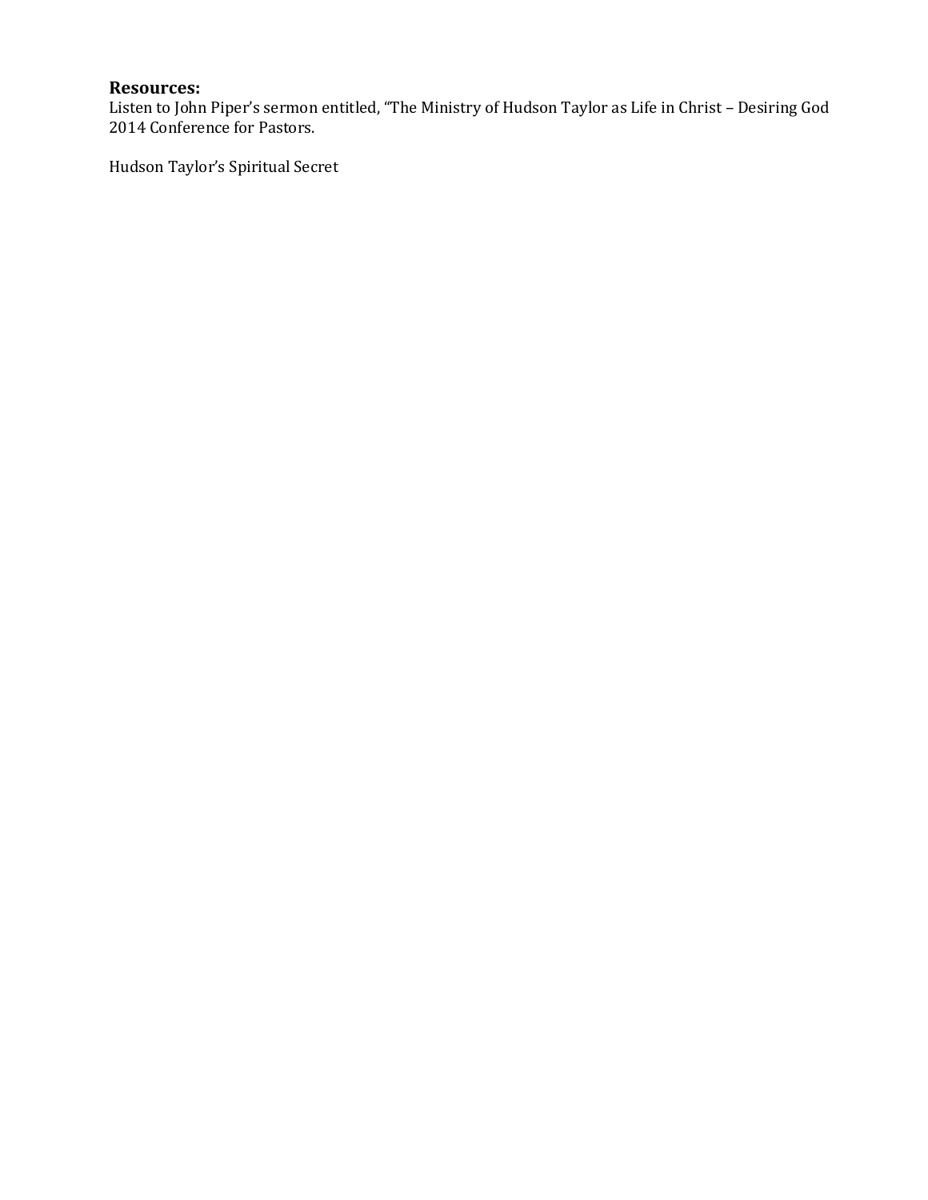**Resources:**

Listen to John Piper's sermon entitled, "The Ministry of Hudson Taylor as Life in Christ – Desiring God 2014 Conference for Pastors.

Hudson Taylor's Spiritual Secret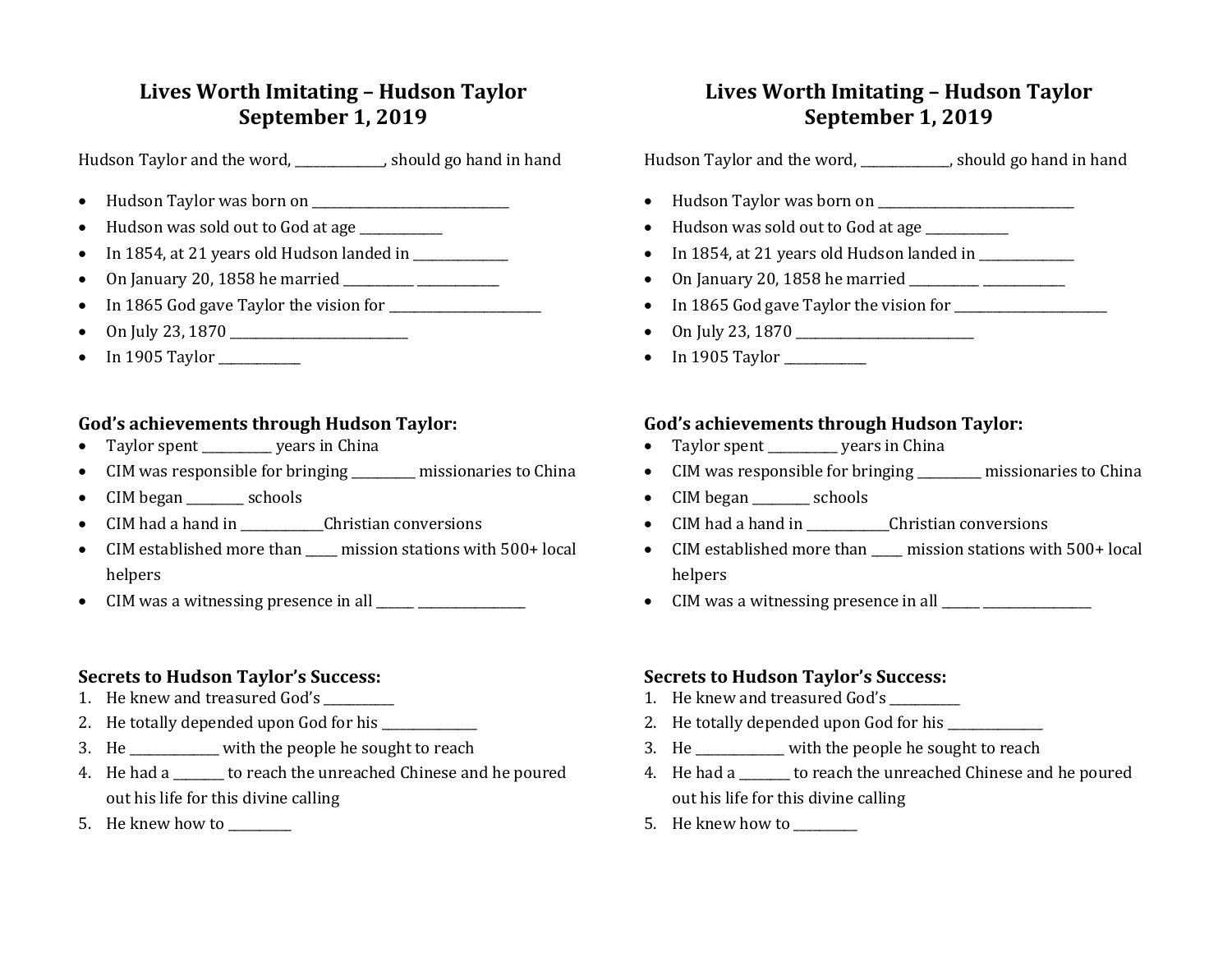# Lives Worth Imitating – Hudson Taylor
# September 1, 2019

Hudson Taylor and the word, _____________, should go hand in hand

- Hudson Taylor was born on _____________________________
- Hudson was sold out to God at age ____________
- In 1854, at 21 years old Hudson landed in ______________
- On January 20, 1858 he married ___________ ____________
- In 1865 God gave Taylor the vision for _______________________
- On July 23, 1870 __________________________
- In 1905 Taylor ____________

**God's achievements through Hudson Taylor:**

- Taylor spent __________ years in China
- CIM was responsible for bringing _________ missionaries to China
- CIM began ________ schools
- CIM had a hand in ____________Christian conversions
- CIM established more than _____ mission stations with 500+ local helpers
- CIM was a witnessing presence in all ______ _______________

**Secrets to Hudson Taylor's Success:**

1. He knew and treasured God's __________
2. He totally depended upon God for his ______________
3. He _____________ with the people he sought to reach
4. He had a _______ to reach the unreached Chinese and he poured out his life for this divine calling
5. He knew how to _________

# Lives Worth Imitating – Hudson Taylor
# September 1, 2019

Hudson Taylor and the word, _____________, should go hand in hand

- Hudson Taylor was born on _____________________________
- Hudson was sold out to God at age ____________
- In 1854, at 21 years old Hudson landed in ______________
- On January 20, 1858 he married ___________ ____________
- In 1865 God gave Taylor the vision for _______________________
- On July 23, 1870 __________________________
- In 1905 Taylor ____________

**God's achievements through Hudson Taylor:**

- Taylor spent __________ years in China
- CIM was responsible for bringing _________ missionaries to China
- CIM began ________ schools
- CIM had a hand in ____________Christian conversions
- CIM established more than _____ mission stations with 500+ local helpers
- CIM was a witnessing presence in all ______ _______________

**Secrets to Hudson Taylor's Success:**

1. He knew and treasured God's __________
2. He totally depended upon God for his ______________
3. He _____________ with the people he sought to reach
4. He had a _______ to reach the unreached Chinese and he poured out his life for this divine calling
5. He knew how to _________